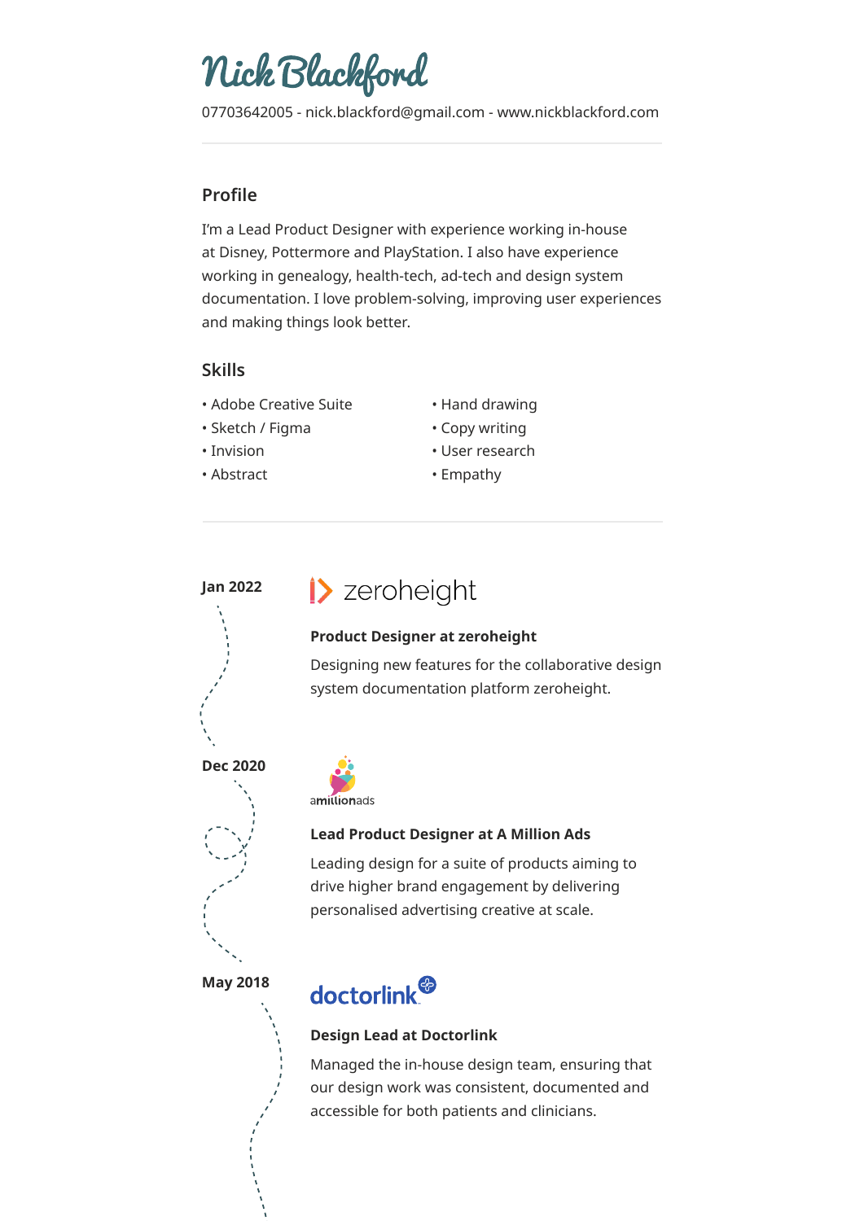# Nick Blackford

07703642005 - nick.blackford@gmail.com - www.nickblackford.com

---

## Profile

I'm a Lead Product Designer with experience working in-house at Disney, Pottermore and PlayStation. I also have experience working in genealogy, health-tech, ad-tech and design system documentation. I love problem-solving, improving user experiences and making things look better.

## Skills

- Adobe Creative Suite
- Sketch / Figma
- Invision
- Abstract
- Hand drawing
- Copy writing
- User research
- Empathy

---

**Jan 2022**

zeroheight

**Product Designer at zeroheight**

Designing new features for the collaborative design system documentation platform zeroheight.

**Dec 2020**

amillionads

**Lead Product Designer at A Million Ads**

Leading design for a suite of products aiming to drive higher brand engagement by delivering personalised advertising creative at scale.

**May 2018**

doctorlink

**Design Lead at Doctorlink**

Managed the in-house design team, ensuring that our design work was consistent, documented and accessible for both patients and clinicians.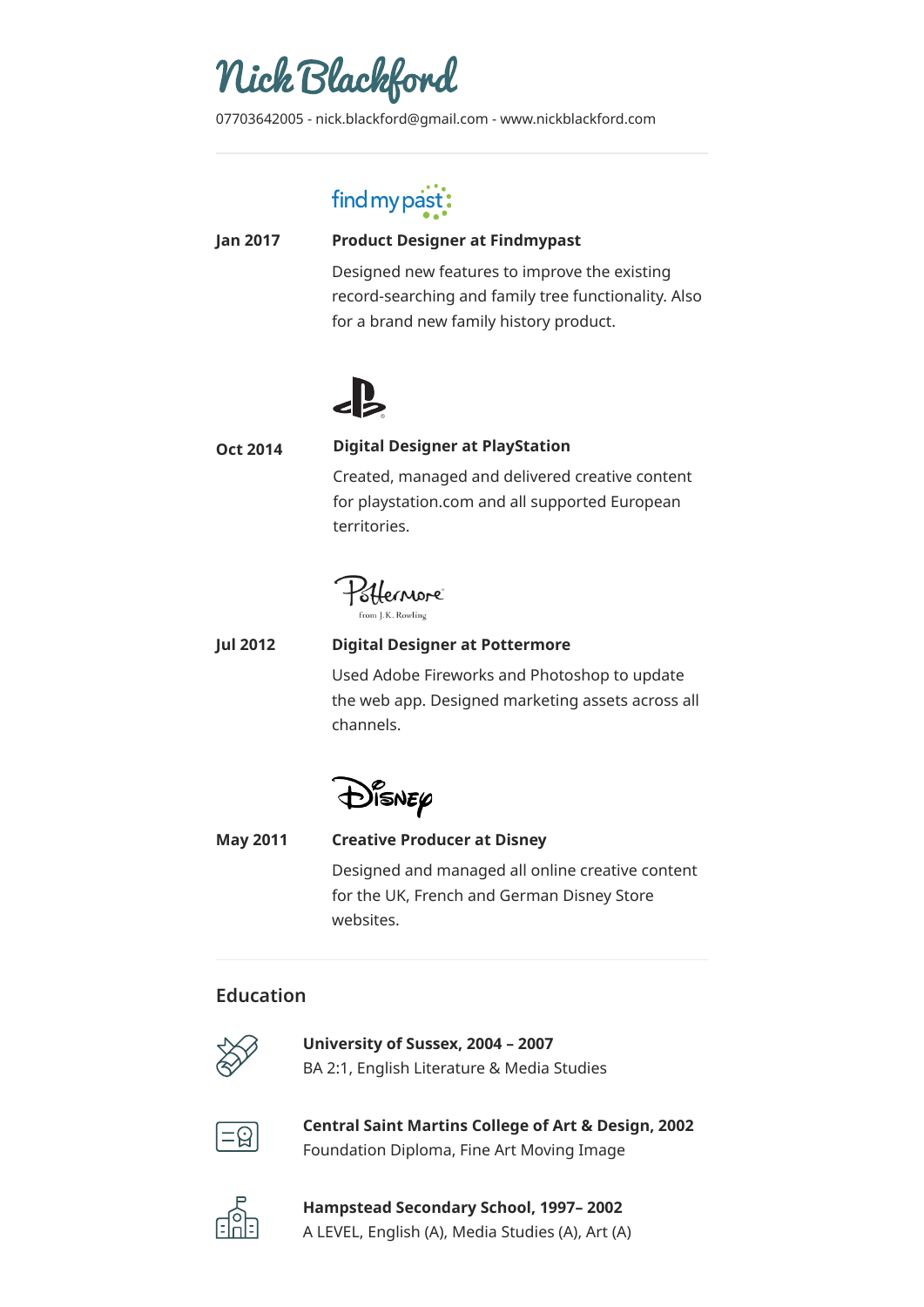# Nick Blackford

07703642005 - nick.blackford@gmail.com - www.nickblackford.com

---

findmypast

**Jan 2017**

**Product Designer at Findmypast**

Designed new features to improve the existing record-searching and family tree functionality. Also for a brand new family history product.

**Oct 2014**

**Digital Designer at PlayStation**

Created, managed and delivered creative content for playstation.com and all supported European territories.

Pottermore from J.K. Rowling

**Jul 2012**

**Digital Designer at Pottermore**

Used Adobe Fireworks and Photoshop to update the web app. Designed marketing assets across all channels.

Disney

**May 2011**

**Creative Producer at Disney**

Designed and managed all online creative content for the UK, French and German Disney Store websites.

---

## Education

**University of Sussex, 2004 – 2007**
BA 2:1, English Literature & Media Studies

**Central Saint Martins College of Art & Design, 2002**
Foundation Diploma, Fine Art Moving Image

**Hampstead Secondary School, 1997– 2002**
A LEVEL, English (A), Media Studies (A), Art (A)